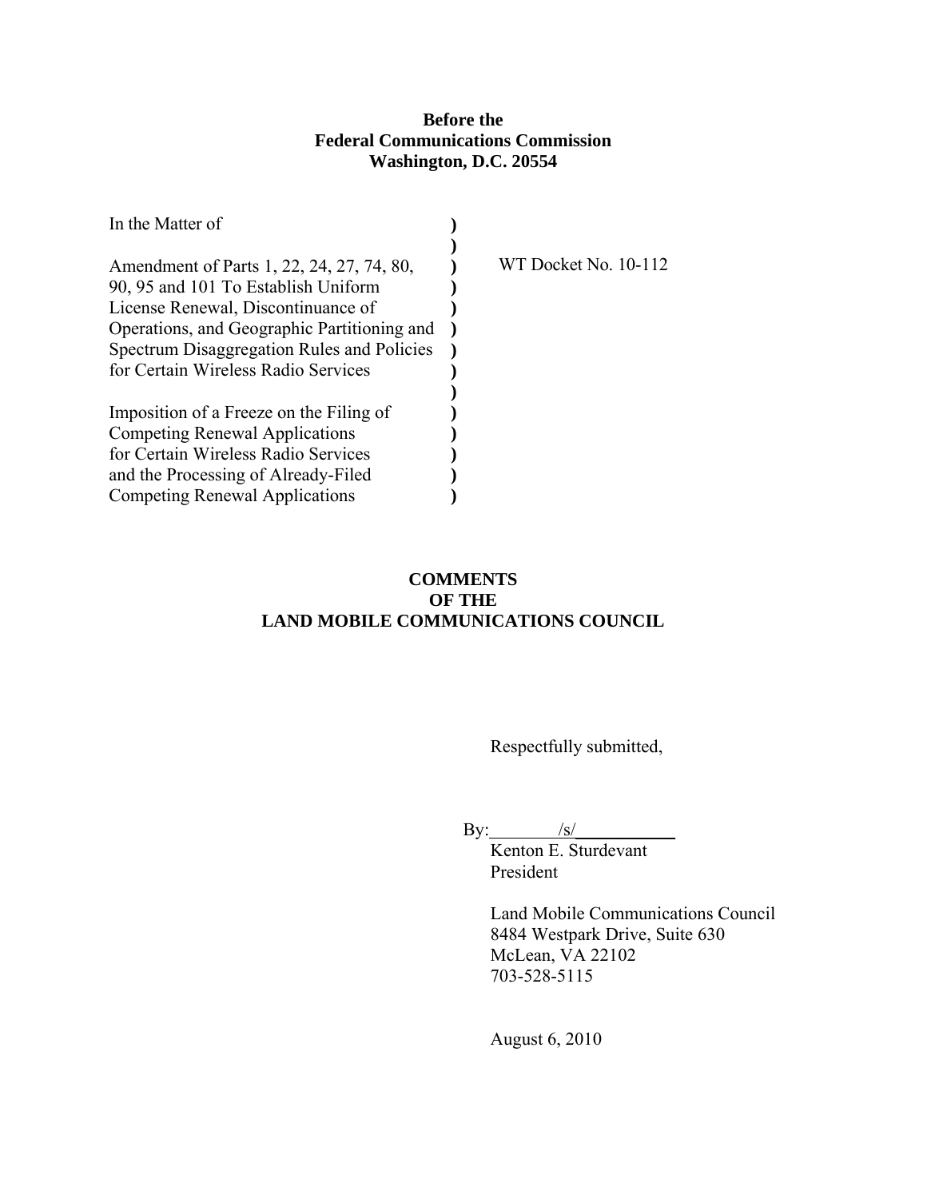**Before the**
**Federal Communications Commission**
**Washington, D.C. 20554**

| | | |
|---|---|---|
| In the Matter of | ) | |
| | ) | |
| Amendment of Parts 1, 22, 24, 27, 74, 80, 90, 95 and 101 To Establish Uniform License Renewal, Discontinuance of Operations, and Geographic Partitioning and Spectrum Disaggregation Rules and Policies for Certain Wireless Radio Services | ) | WT Docket No. 10-112 |
| | ) | |
| Imposition of a Freeze on the Filing of Competing Renewal Applications for Certain Wireless Radio Services and the Processing of Already-Filed Competing Renewal Applications | ) | |

# COMMENTS OF THE LAND MOBILE COMMUNICATIONS COUNCIL

Respectfully submitted,

By: /s/
Kenton E. Sturdevant
President

Land Mobile Communications Council
8484 Westpark Drive, Suite 630
McLean, VA 22102
703-528-5115

August 6, 2010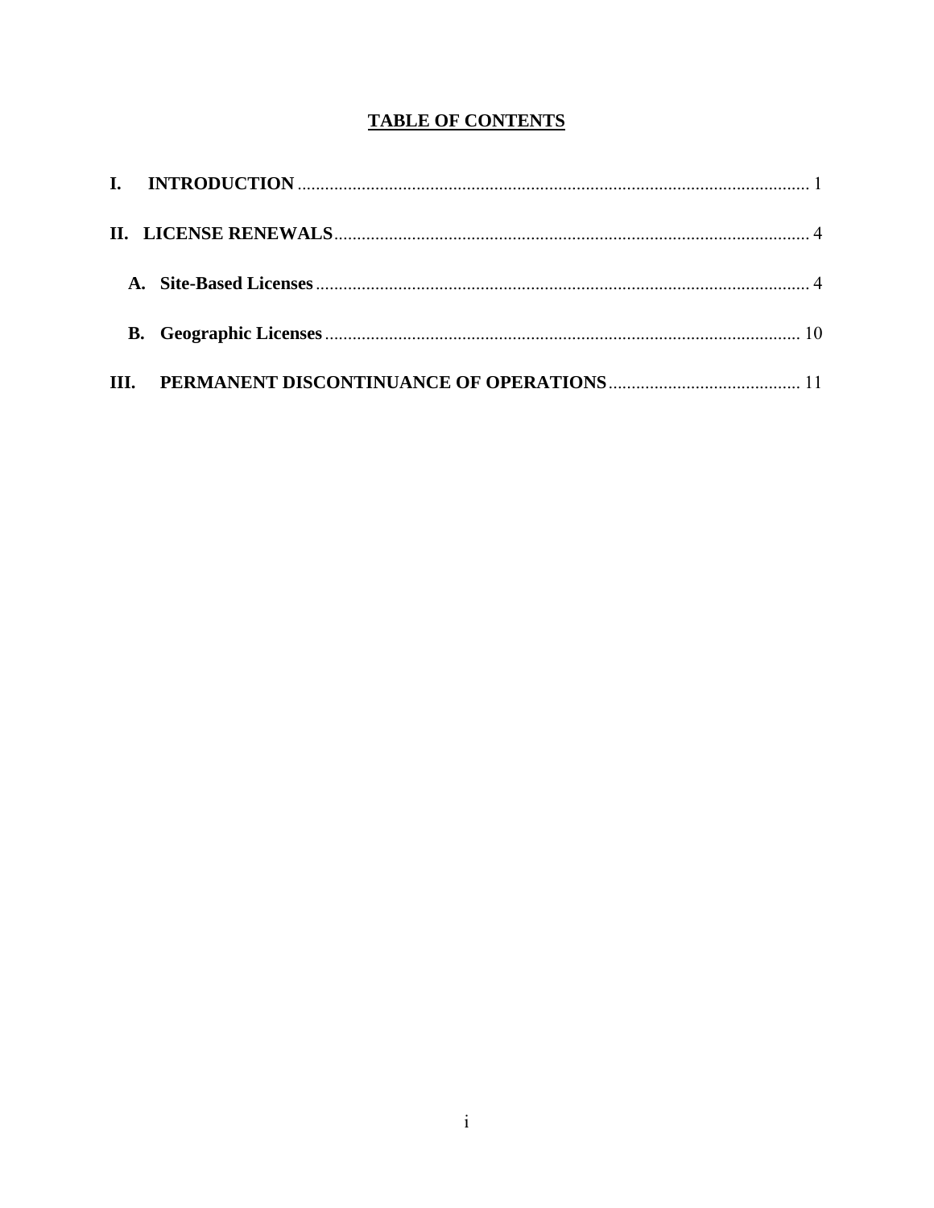**TABLE OF CONTENTS**

**I. INTRODUCTION** .......... 1

**II. LICENSE RENEWALS** .......... 4

**A. Site-Based Licenses** .......... 4

**B. Geographic Licenses** .......... 10

**III. PERMANENT DISCONTINUANCE OF OPERATIONS** .......... 11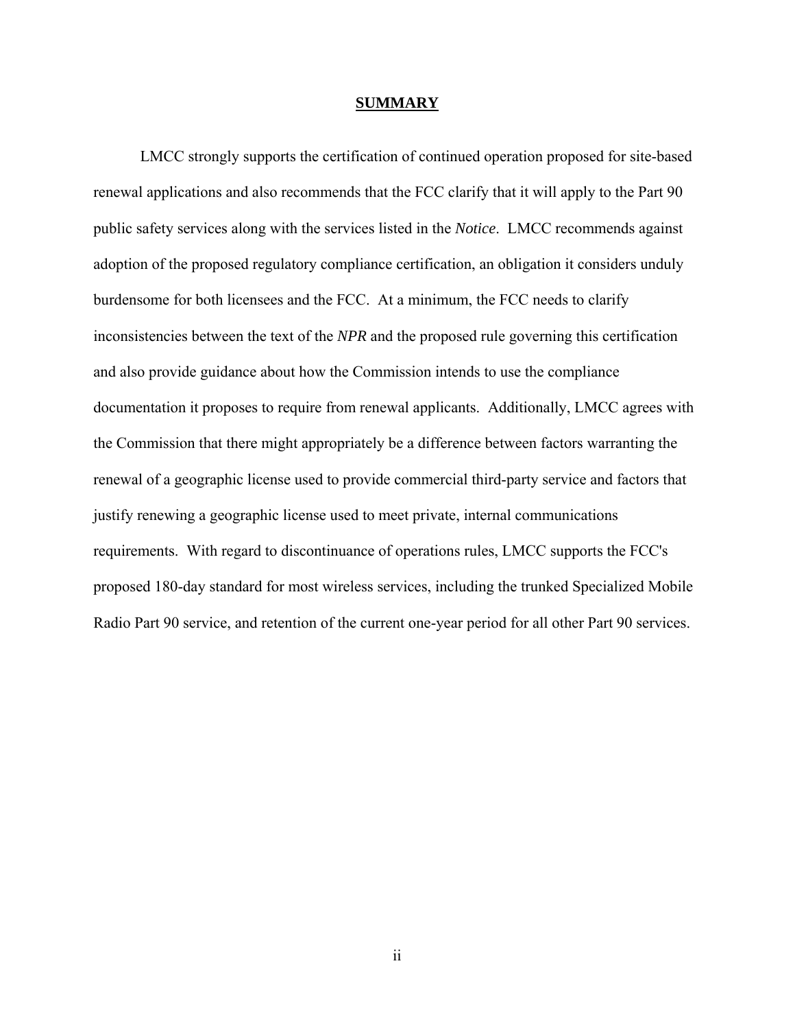## SUMMARY

LMCC strongly supports the certification of continued operation proposed for site-based renewal applications and also recommends that the FCC clarify that it will apply to the Part 90 public safety services along with the services listed in the *Notice*. LMCC recommends against adoption of the proposed regulatory compliance certification, an obligation it considers unduly burdensome for both licensees and the FCC. At a minimum, the FCC needs to clarify inconsistencies between the text of the *NPR* and the proposed rule governing this certification and also provide guidance about how the Commission intends to use the compliance documentation it proposes to require from renewal applicants. Additionally, LMCC agrees with the Commission that there might appropriately be a difference between factors warranting the renewal of a geographic license used to provide commercial third-party service and factors that justify renewing a geographic license used to meet private, internal communications requirements. With regard to discontinuance of operations rules, LMCC supports the FCC's proposed 180-day standard for most wireless services, including the trunked Specialized Mobile Radio Part 90 service, and retention of the current one-year period for all other Part 90 services.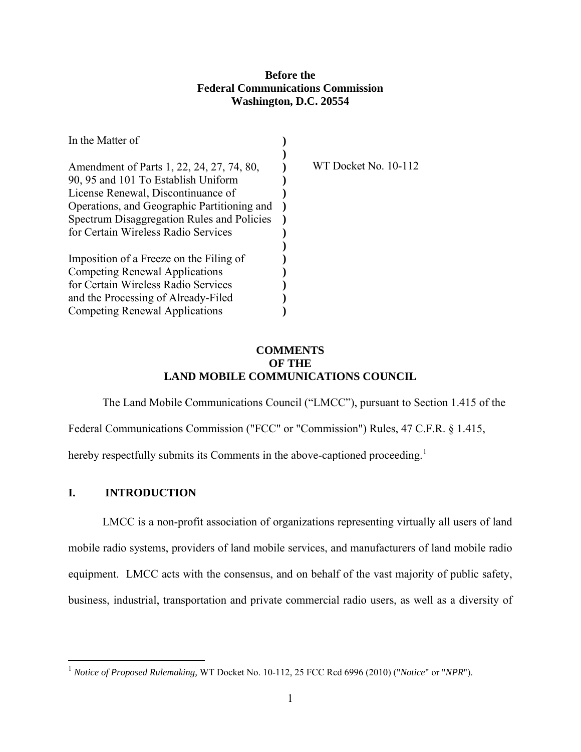**Before the**
**Federal Communications Commission**
**Washington, D.C. 20554**

| | | |
|---|---|---|
| In the Matter of | ) | |
| | ) | |
| Amendment of Parts 1, 22, 24, 27, 74, 80, | ) | WT Docket No. 10-112 |
| 90, 95 and 101 To Establish Uniform | ) | |
| License Renewal, Discontinuance of | ) | |
| Operations, and Geographic Partitioning and | ) | |
| Spectrum Disaggregation Rules and Policies | ) | |
| for Certain Wireless Radio Services | ) | |
| | ) | |
| Imposition of a Freeze on the Filing of | ) | |
| Competing Renewal Applications | ) | |
| for Certain Wireless Radio Services | ) | |
| and the Processing of Already-Filed | ) | |
| Competing Renewal Applications | ) | |

**COMMENTS**
**OF THE**
**LAND MOBILE COMMUNICATIONS COUNCIL**

The Land Mobile Communications Council ("LMCC"), pursuant to Section 1.415 of the Federal Communications Commission ("FCC" or "Commission") Rules, 47 C.F.R. § 1.415, hereby respectfully submits its Comments in the above-captioned proceeding.[1]

## I. INTRODUCTION

LMCC is a non-profit association of organizations representing virtually all users of land mobile radio systems, providers of land mobile services, and manufacturers of land mobile radio equipment. LMCC acts with the consensus, and on behalf of the vast majority of public safety, business, industrial, transportation and private commercial radio users, as well as a diversity of

[1] *Notice of Proposed Rulemaking,* WT Docket No. 10-112, 25 FCC Rcd 6996 (2010) ("*Notice*" or "*NPR*").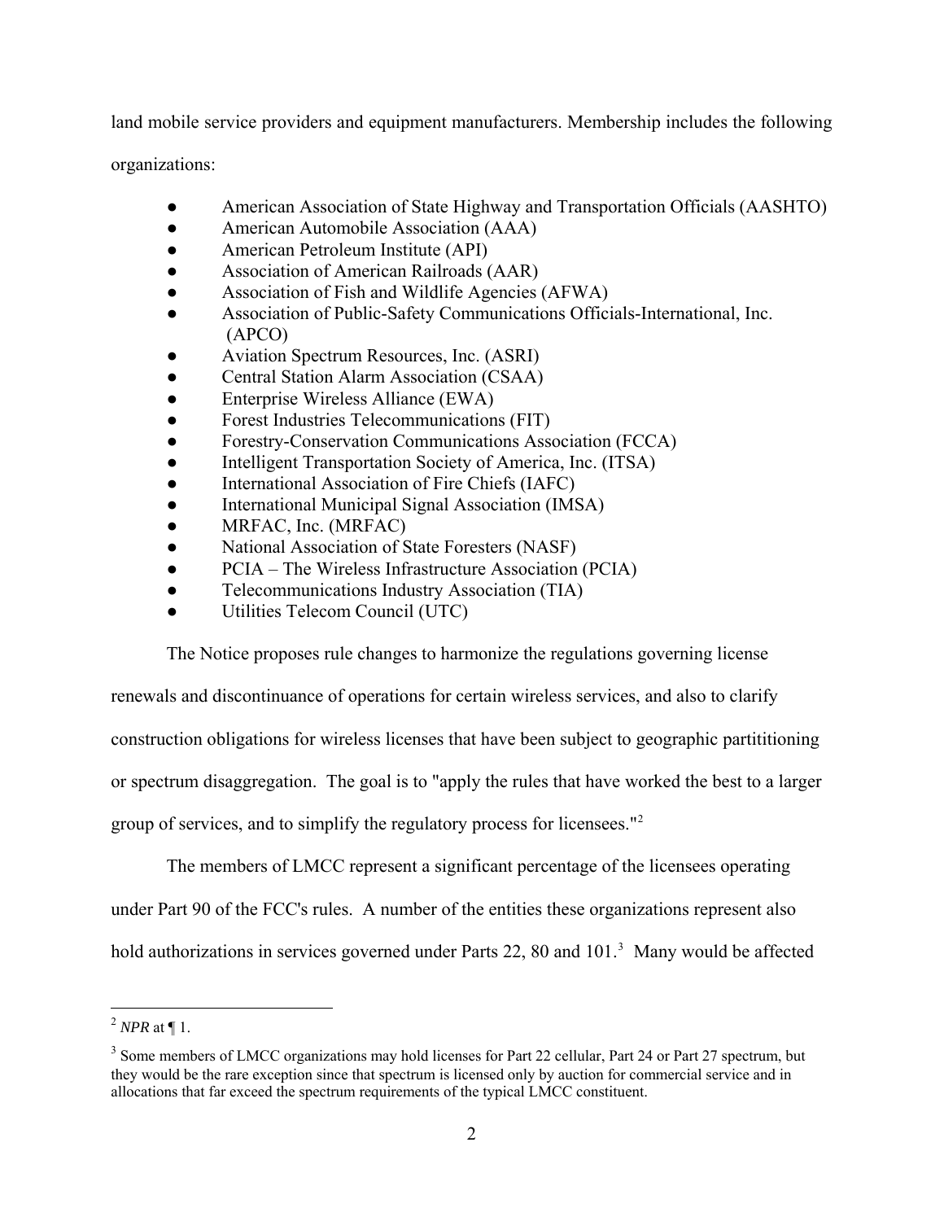land mobile service providers and equipment manufacturers. Membership includes the following organizations:

- American Association of State Highway and Transportation Officials (AASHTO)
- American Automobile Association (AAA)
- American Petroleum Institute (API)
- Association of American Railroads (AAR)
- Association of Fish and Wildlife Agencies (AFWA)
- Association of Public-Safety Communications Officials-International, Inc. (APCO)
- Aviation Spectrum Resources, Inc. (ASRI)
- Central Station Alarm Association (CSAA)
- Enterprise Wireless Alliance (EWA)
- Forest Industries Telecommunications (FIT)
- Forestry-Conservation Communications Association (FCCA)
- Intelligent Transportation Society of America, Inc. (ITSA)
- International Association of Fire Chiefs (IAFC)
- International Municipal Signal Association (IMSA)
- MRFAC, Inc. (MRFAC)
- National Association of State Foresters (NASF)
- PCIA – The Wireless Infrastructure Association (PCIA)
- Telecommunications Industry Association (TIA)
- Utilities Telecom Council (UTC)

The Notice proposes rule changes to harmonize the regulations governing license renewals and discontinuance of operations for certain wireless services, and also to clarify construction obligations for wireless licenses that have been subject to geographic partititioning or spectrum disaggregation. The goal is to "apply the rules that have worked the best to a larger group of services, and to simplify the regulatory process for licensees."[2]

The members of LMCC represent a significant percentage of the licensees operating under Part 90 of the FCC's rules. A number of the entities these organizations represent also hold authorizations in services governed under Parts 22, 80 and 101.[3] Many would be affected

---

[2] *NPR* at ¶ 1.

[3] Some members of LMCC organizations may hold licenses for Part 22 cellular, Part 24 or Part 27 spectrum, but they would be the rare exception since that spectrum is licensed only by auction for commercial service and in allocations that far exceed the spectrum requirements of the typical LMCC constituent.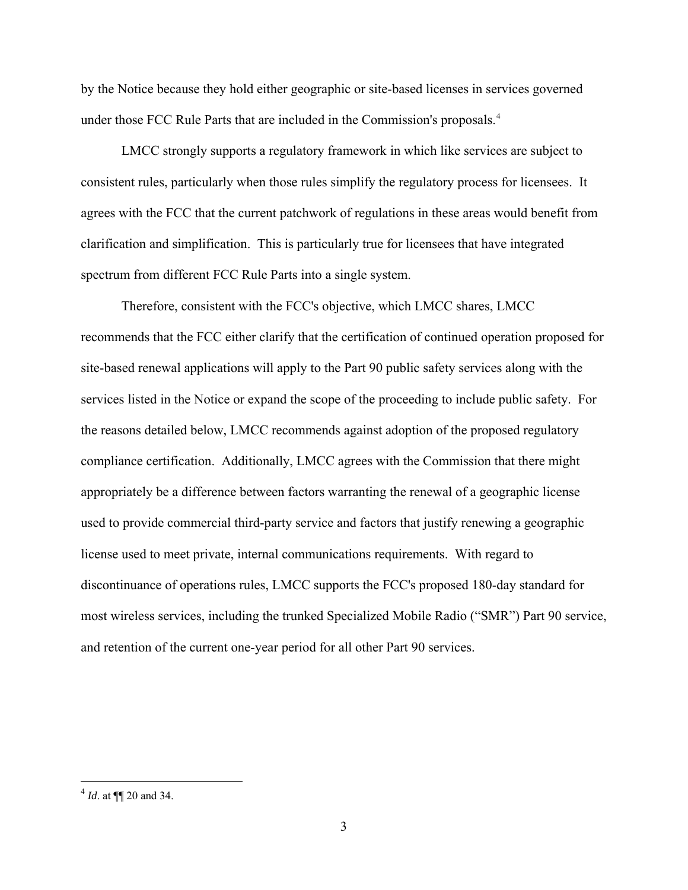by the Notice because they hold either geographic or site-based licenses in services governed under those FCC Rule Parts that are included in the Commission's proposals.[4]

LMCC strongly supports a regulatory framework in which like services are subject to consistent rules, particularly when those rules simplify the regulatory process for licensees. It agrees with the FCC that the current patchwork of regulations in these areas would benefit from clarification and simplification. This is particularly true for licensees that have integrated spectrum from different FCC Rule Parts into a single system.

Therefore, consistent with the FCC's objective, which LMCC shares, LMCC recommends that the FCC either clarify that the certification of continued operation proposed for site-based renewal applications will apply to the Part 90 public safety services along with the services listed in the Notice or expand the scope of the proceeding to include public safety. For the reasons detailed below, LMCC recommends against adoption of the proposed regulatory compliance certification. Additionally, LMCC agrees with the Commission that there might appropriately be a difference between factors warranting the renewal of a geographic license used to provide commercial third-party service and factors that justify renewing a geographic license used to meet private, internal communications requirements. With regard to discontinuance of operations rules, LMCC supports the FCC's proposed 180-day standard for most wireless services, including the trunked Specialized Mobile Radio ("SMR") Part 90 service, and retention of the current one-year period for all other Part 90 services.

---

[4] *Id*. at ¶¶ 20 and 34.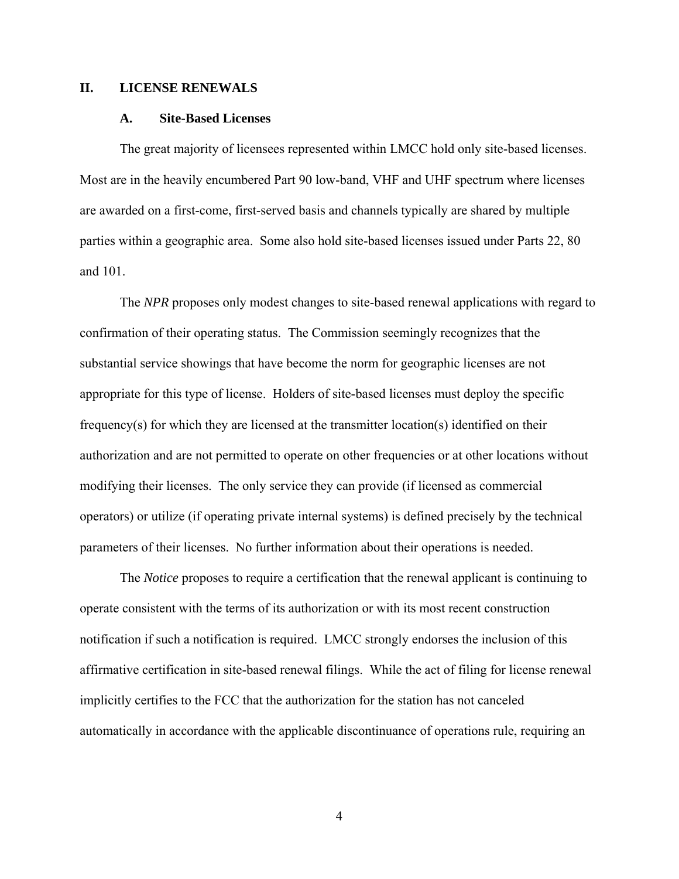## II. LICENSE RENEWALS

### A. Site-Based Licenses

The great majority of licensees represented within LMCC hold only site-based licenses. Most are in the heavily encumbered Part 90 low-band, VHF and UHF spectrum where licenses are awarded on a first-come, first-served basis and channels typically are shared by multiple parties within a geographic area. Some also hold site-based licenses issued under Parts 22, 80 and 101.

The *NPR* proposes only modest changes to site-based renewal applications with regard to confirmation of their operating status. The Commission seemingly recognizes that the substantial service showings that have become the norm for geographic licenses are not appropriate for this type of license. Holders of site-based licenses must deploy the specific frequency(s) for which they are licensed at the transmitter location(s) identified on their authorization and are not permitted to operate on other frequencies or at other locations without modifying their licenses. The only service they can provide (if licensed as commercial operators) or utilize (if operating private internal systems) is defined precisely by the technical parameters of their licenses. No further information about their operations is needed.

The *Notice* proposes to require a certification that the renewal applicant is continuing to operate consistent with the terms of its authorization or with its most recent construction notification if such a notification is required. LMCC strongly endorses the inclusion of this affirmative certification in site-based renewal filings. While the act of filing for license renewal implicitly certifies to the FCC that the authorization for the station has not canceled automatically in accordance with the applicable discontinuance of operations rule, requiring an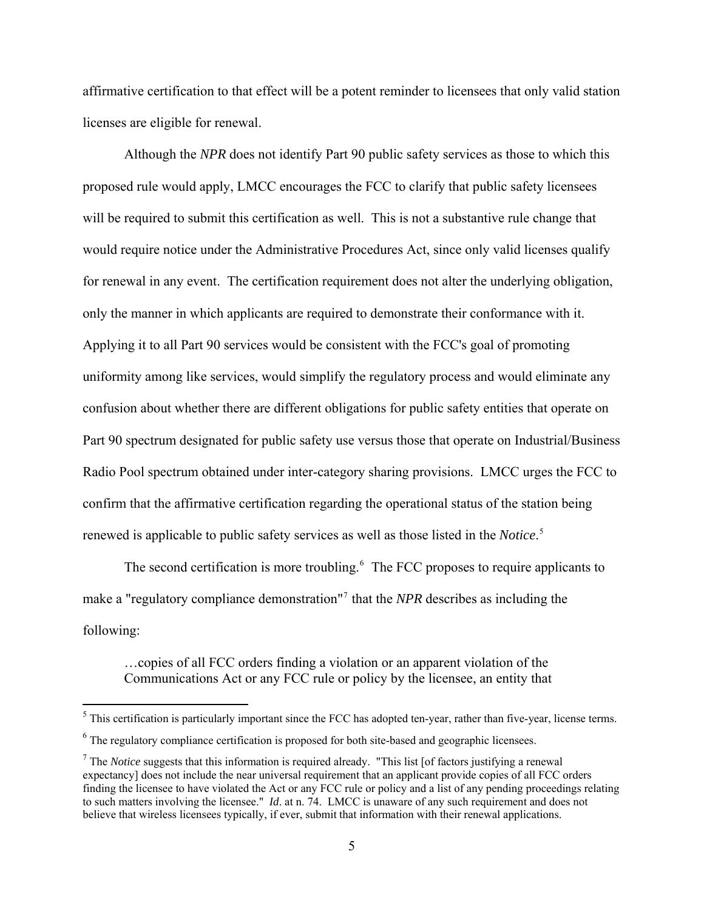affirmative certification to that effect will be a potent reminder to licensees that only valid station licenses are eligible for renewal.

Although the *NPR* does not identify Part 90 public safety services as those to which this proposed rule would apply, LMCC encourages the FCC to clarify that public safety licensees will be required to submit this certification as well. This is not a substantive rule change that would require notice under the Administrative Procedures Act, since only valid licenses qualify for renewal in any event. The certification requirement does not alter the underlying obligation, only the manner in which applicants are required to demonstrate their conformance with it. Applying it to all Part 90 services would be consistent with the FCC's goal of promoting uniformity among like services, would simplify the regulatory process and would eliminate any confusion about whether there are different obligations for public safety entities that operate on Part 90 spectrum designated for public safety use versus those that operate on Industrial/Business Radio Pool spectrum obtained under inter-category sharing provisions. LMCC urges the FCC to confirm that the affirmative certification regarding the operational status of the station being renewed is applicable to public safety services as well as those listed in the *Notice*.[5]

The second certification is more troubling.[6] The FCC proposes to require applicants to make a "regulatory compliance demonstration"[7] that the *NPR* describes as including the following:

> …copies of all FCC orders finding a violation or an apparent violation of the Communications Act or any FCC rule or policy by the licensee, an entity that

---

[5] This certification is particularly important since the FCC has adopted ten-year, rather than five-year, license terms.

[6] The regulatory compliance certification is proposed for both site-based and geographic licensees.

[7] The *Notice* suggests that this information is required already. "This list [of factors justifying a renewal expectancy] does not include the near universal requirement that an applicant provide copies of all FCC orders finding the licensee to have violated the Act or any FCC rule or policy and a list of any pending proceedings relating to such matters involving the licensee." *Id*. at n. 74. LMCC is unaware of any such requirement and does not believe that wireless licensees typically, if ever, submit that information with their renewal applications.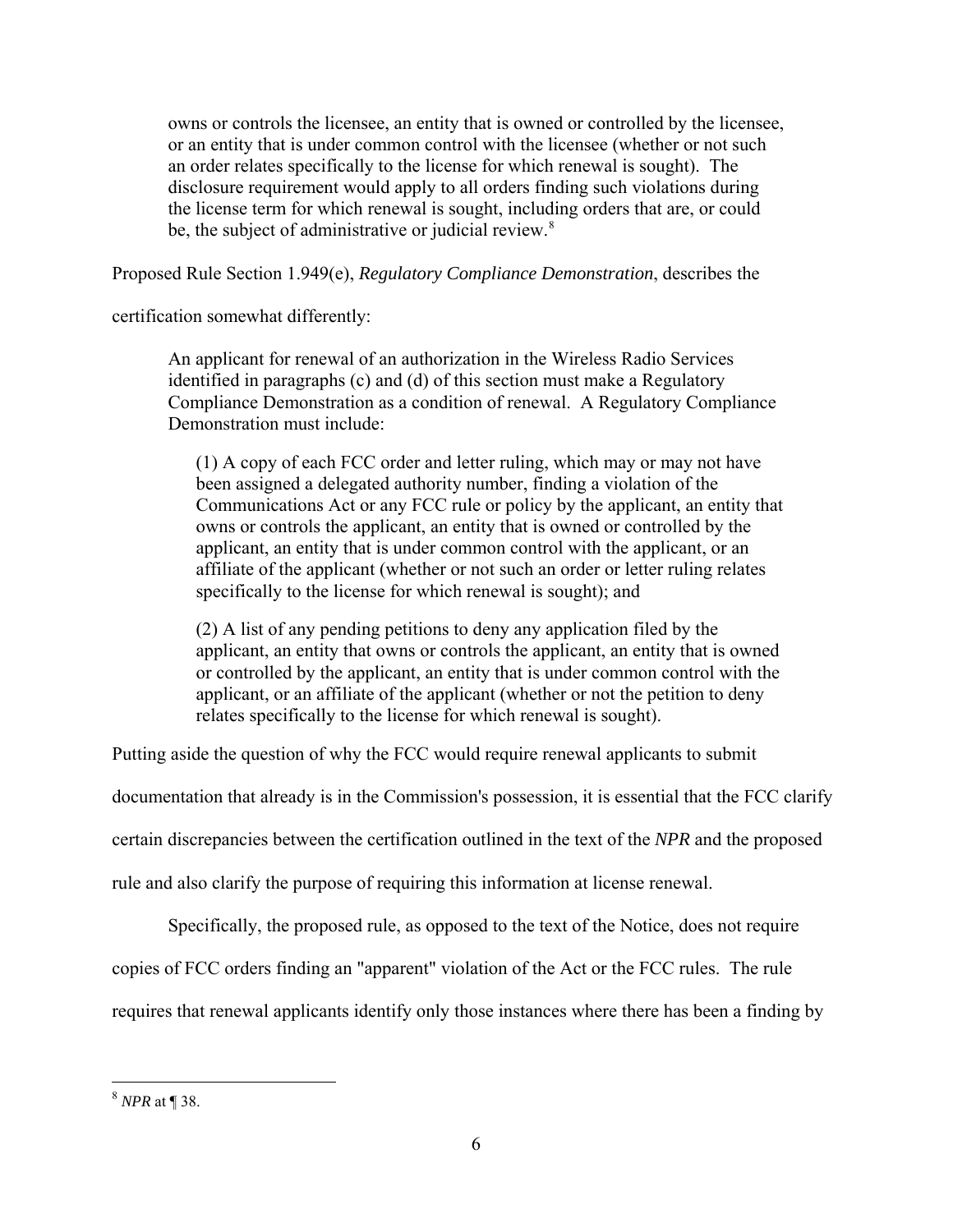> owns or controls the licensee, an entity that is owned or controlled by the licensee, or an entity that is under common control with the licensee (whether or not such an order relates specifically to the license for which renewal is sought). The disclosure requirement would apply to all orders finding such violations during the license term for which renewal is sought, including orders that are, or could be, the subject of administrative or judicial review.[8]

Proposed Rule Section 1.949(e), *Regulatory Compliance Demonstration*, describes the certification somewhat differently:

> An applicant for renewal of an authorization in the Wireless Radio Services identified in paragraphs (c) and (d) of this section must make a Regulatory Compliance Demonstration as a condition of renewal. A Regulatory Compliance Demonstration must include:
>
> (1) A copy of each FCC order and letter ruling, which may or may not have been assigned a delegated authority number, finding a violation of the Communications Act or any FCC rule or policy by the applicant, an entity that owns or controls the applicant, an entity that is owned or controlled by the applicant, an entity that is under common control with the applicant, or an affiliate of the applicant (whether or not such an order or letter ruling relates specifically to the license for which renewal is sought); and
>
> (2) A list of any pending petitions to deny any application filed by the applicant, an entity that owns or controls the applicant, an entity that is owned or controlled by the applicant, an entity that is under common control with the applicant, or an affiliate of the applicant (whether or not the petition to deny relates specifically to the license for which renewal is sought).

Putting aside the question of why the FCC would require renewal applicants to submit documentation that already is in the Commission's possession, it is essential that the FCC clarify certain discrepancies between the certification outlined in the text of the *NPR* and the proposed rule and also clarify the purpose of requiring this information at license renewal.

Specifically, the proposed rule, as opposed to the text of the Notice, does not require copies of FCC orders finding an "apparent" violation of the Act or the FCC rules. The rule requires that renewal applicants identify only those instances where there has been a finding by

---

[8] *NPR* at ¶ 38.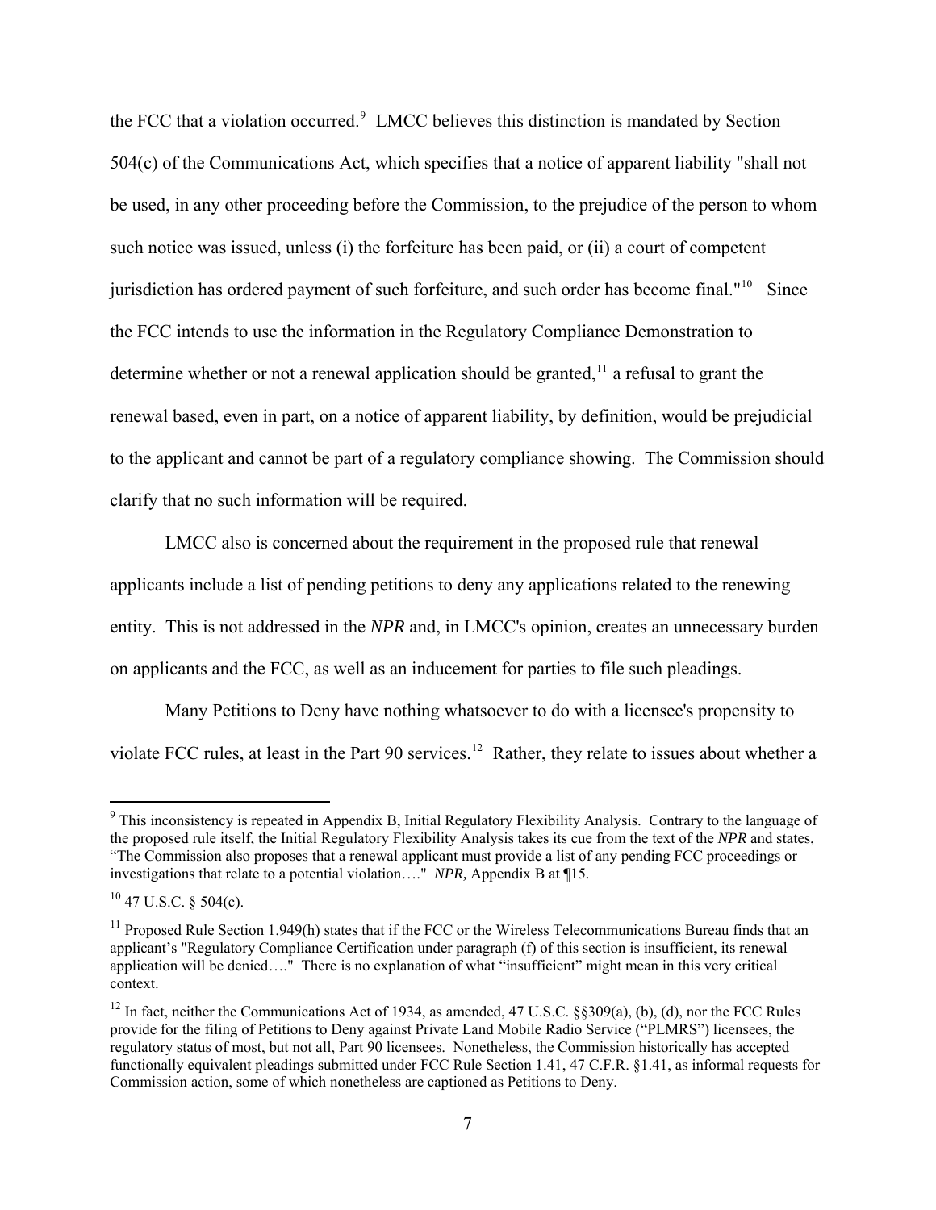the FCC that a violation occurred.[9] LMCC believes this distinction is mandated by Section 504(c) of the Communications Act, which specifies that a notice of apparent liability "shall not be used, in any other proceeding before the Commission, to the prejudice of the person to whom such notice was issued, unless (i) the forfeiture has been paid, or (ii) a court of competent jurisdiction has ordered payment of such forfeiture, and such order has become final."[10] Since the FCC intends to use the information in the Regulatory Compliance Demonstration to determine whether or not a renewal application should be granted,[11] a refusal to grant the renewal based, even in part, on a notice of apparent liability, by definition, would be prejudicial to the applicant and cannot be part of a regulatory compliance showing. The Commission should clarify that no such information will be required.

LMCC also is concerned about the requirement in the proposed rule that renewal applicants include a list of pending petitions to deny any applications related to the renewing entity. This is not addressed in the *NPR* and, in LMCC's opinion, creates an unnecessary burden on applicants and the FCC, as well as an inducement for parties to file such pleadings.

Many Petitions to Deny have nothing whatsoever to do with a licensee's propensity to violate FCC rules, at least in the Part 90 services.[12] Rather, they relate to issues about whether a

---

[9] This inconsistency is repeated in Appendix B, Initial Regulatory Flexibility Analysis. Contrary to the language of the proposed rule itself, the Initial Regulatory Flexibility Analysis takes its cue from the text of the *NPR* and states, "The Commission also proposes that a renewal applicant must provide a list of any pending FCC proceedings or investigations that relate to a potential violation…." *NPR,* Appendix B at ¶15.

[10] 47 U.S.C. § 504(c).

[11] Proposed Rule Section 1.949(h) states that if the FCC or the Wireless Telecommunications Bureau finds that an applicant's "Regulatory Compliance Certification under paragraph (f) of this section is insufficient, its renewal application will be denied…." There is no explanation of what "insufficient" might mean in this very critical context.

[12] In fact, neither the Communications Act of 1934, as amended, 47 U.S.C. §§309(a), (b), (d), nor the FCC Rules provide for the filing of Petitions to Deny against Private Land Mobile Radio Service ("PLMRS") licensees, the regulatory status of most, but not all, Part 90 licensees. Nonetheless, the Commission historically has accepted functionally equivalent pleadings submitted under FCC Rule Section 1.41, 47 C.F.R. §1.41, as informal requests for Commission action, some of which nonetheless are captioned as Petitions to Deny.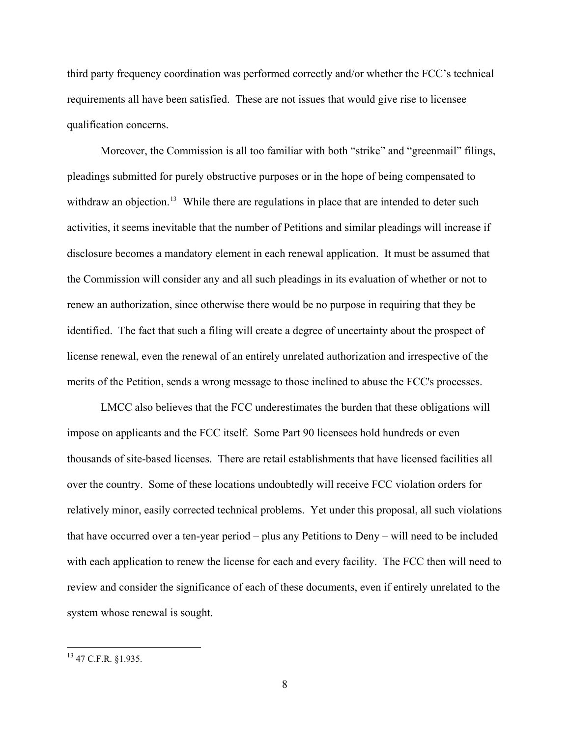third party frequency coordination was performed correctly and/or whether the FCC's technical requirements all have been satisfied. These are not issues that would give rise to licensee qualification concerns.

Moreover, the Commission is all too familiar with both "strike" and "greenmail" filings, pleadings submitted for purely obstructive purposes or in the hope of being compensated to withdraw an objection.[13] While there are regulations in place that are intended to deter such activities, it seems inevitable that the number of Petitions and similar pleadings will increase if disclosure becomes a mandatory element in each renewal application. It must be assumed that the Commission will consider any and all such pleadings in its evaluation of whether or not to renew an authorization, since otherwise there would be no purpose in requiring that they be identified. The fact that such a filing will create a degree of uncertainty about the prospect of license renewal, even the renewal of an entirely unrelated authorization and irrespective of the merits of the Petition, sends a wrong message to those inclined to abuse the FCC's processes.

LMCC also believes that the FCC underestimates the burden that these obligations will impose on applicants and the FCC itself. Some Part 90 licensees hold hundreds or even thousands of site-based licenses. There are retail establishments that have licensed facilities all over the country. Some of these locations undoubtedly will receive FCC violation orders for relatively minor, easily corrected technical problems. Yet under this proposal, all such violations that have occurred over a ten-year period – plus any Petitions to Deny – will need to be included with each application to renew the license for each and every facility. The FCC then will need to review and consider the significance of each of these documents, even if entirely unrelated to the system whose renewal is sought.

---

[13] 47 C.F.R. §1.935.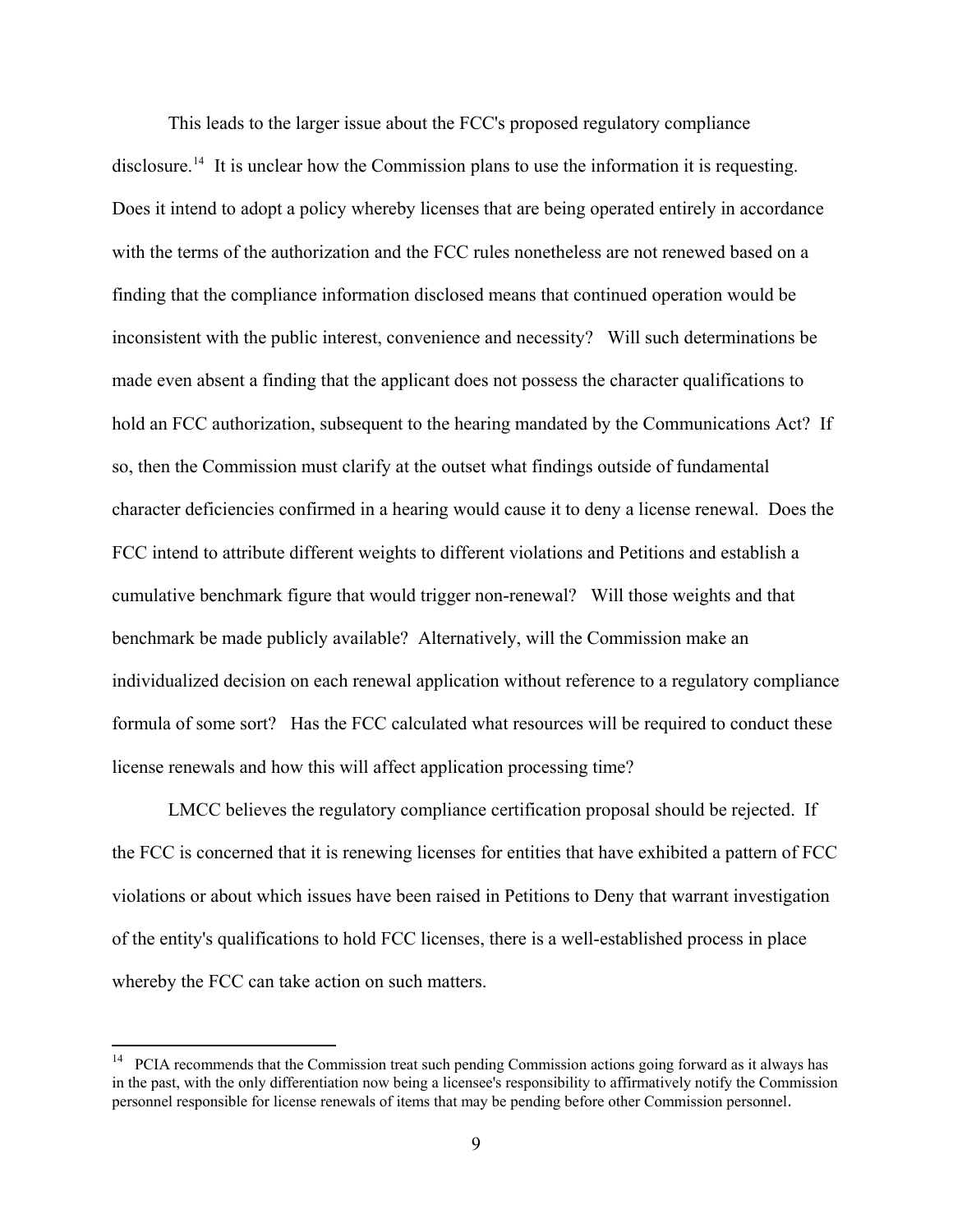This leads to the larger issue about the FCC's proposed regulatory compliance disclosure.[14] It is unclear how the Commission plans to use the information it is requesting. Does it intend to adopt a policy whereby licenses that are being operated entirely in accordance with the terms of the authorization and the FCC rules nonetheless are not renewed based on a finding that the compliance information disclosed means that continued operation would be inconsistent with the public interest, convenience and necessity? Will such determinations be made even absent a finding that the applicant does not possess the character qualifications to hold an FCC authorization, subsequent to the hearing mandated by the Communications Act? If so, then the Commission must clarify at the outset what findings outside of fundamental character deficiencies confirmed in a hearing would cause it to deny a license renewal. Does the FCC intend to attribute different weights to different violations and Petitions and establish a cumulative benchmark figure that would trigger non-renewal? Will those weights and that benchmark be made publicly available? Alternatively, will the Commission make an individualized decision on each renewal application without reference to a regulatory compliance formula of some sort? Has the FCC calculated what resources will be required to conduct these license renewals and how this will affect application processing time?

LMCC believes the regulatory compliance certification proposal should be rejected. If the FCC is concerned that it is renewing licenses for entities that have exhibited a pattern of FCC violations or about which issues have been raised in Petitions to Deny that warrant investigation of the entity's qualifications to hold FCC licenses, there is a well-established process in place whereby the FCC can take action on such matters.

---

[14] PCIA recommends that the Commission treat such pending Commission actions going forward as it always has in the past, with the only differentiation now being a licensee's responsibility to affirmatively notify the Commission personnel responsible for license renewals of items that may be pending before other Commission personnel.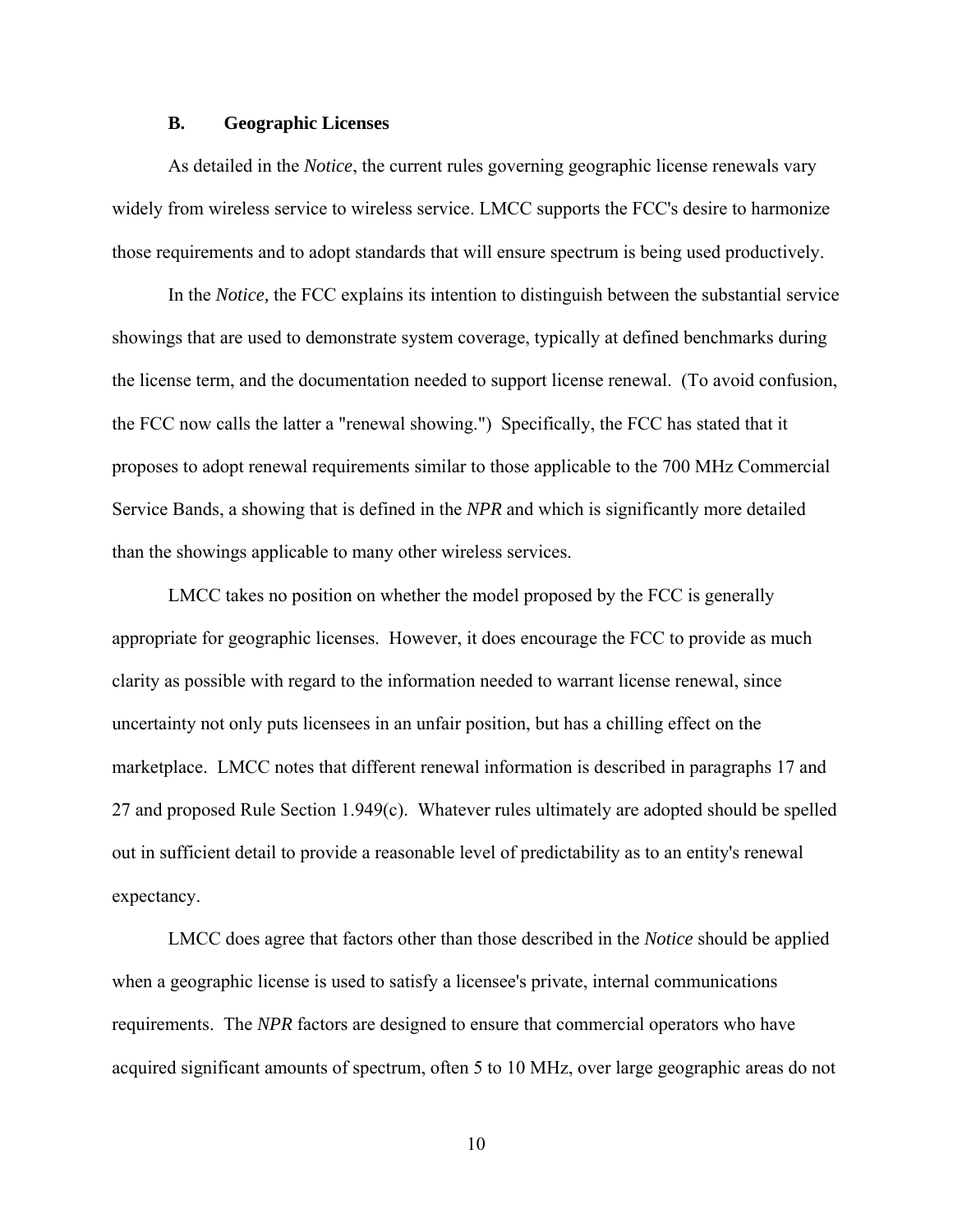### B. Geographic Licenses

As detailed in the *Notice*, the current rules governing geographic license renewals vary widely from wireless service to wireless service. LMCC supports the FCC's desire to harmonize those requirements and to adopt standards that will ensure spectrum is being used productively.

In the *Notice,* the FCC explains its intention to distinguish between the substantial service showings that are used to demonstrate system coverage, typically at defined benchmarks during the license term, and the documentation needed to support license renewal. (To avoid confusion, the FCC now calls the latter a "renewal showing.") Specifically, the FCC has stated that it proposes to adopt renewal requirements similar to those applicable to the 700 MHz Commercial Service Bands, a showing that is defined in the *NPR* and which is significantly more detailed than the showings applicable to many other wireless services.

LMCC takes no position on whether the model proposed by the FCC is generally appropriate for geographic licenses. However, it does encourage the FCC to provide as much clarity as possible with regard to the information needed to warrant license renewal, since uncertainty not only puts licensees in an unfair position, but has a chilling effect on the marketplace. LMCC notes that different renewal information is described in paragraphs 17 and 27 and proposed Rule Section 1.949(c). Whatever rules ultimately are adopted should be spelled out in sufficient detail to provide a reasonable level of predictability as to an entity's renewal expectancy.

LMCC does agree that factors other than those described in the *Notice* should be applied when a geographic license is used to satisfy a licensee's private, internal communications requirements. The *NPR* factors are designed to ensure that commercial operators who have acquired significant amounts of spectrum, often 5 to 10 MHz, over large geographic areas do not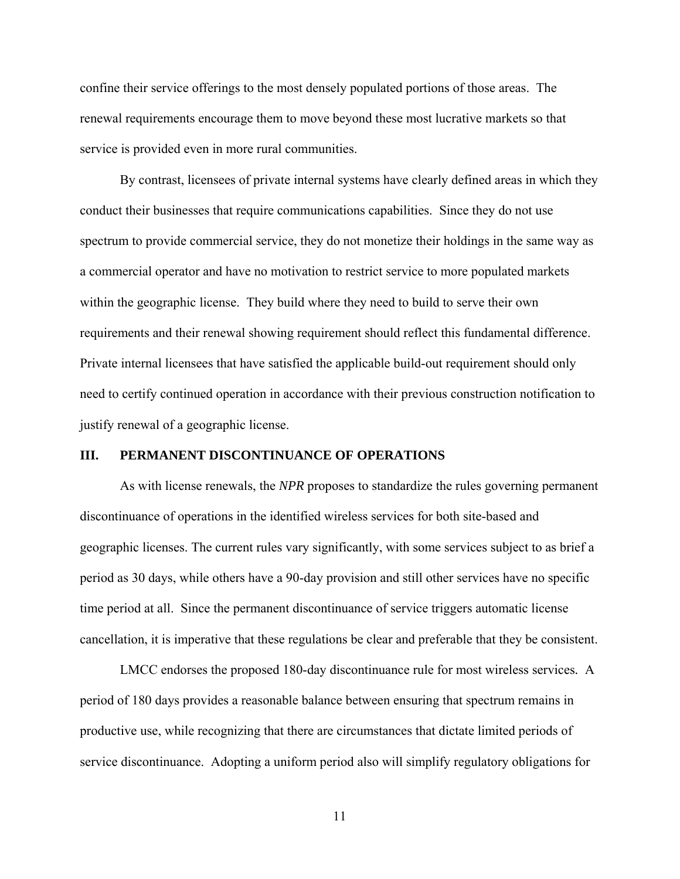confine their service offerings to the most densely populated portions of those areas. The renewal requirements encourage them to move beyond these most lucrative markets so that service is provided even in more rural communities.

By contrast, licensees of private internal systems have clearly defined areas in which they conduct their businesses that require communications capabilities. Since they do not use spectrum to provide commercial service, they do not monetize their holdings in the same way as a commercial operator and have no motivation to restrict service to more populated markets within the geographic license. They build where they need to build to serve their own requirements and their renewal showing requirement should reflect this fundamental difference. Private internal licensees that have satisfied the applicable build-out requirement should only need to certify continued operation in accordance with their previous construction notification to justify renewal of a geographic license.

## III. PERMANENT DISCONTINUANCE OF OPERATIONS

As with license renewals, the *NPR* proposes to standardize the rules governing permanent discontinuance of operations in the identified wireless services for both site-based and geographic licenses. The current rules vary significantly, with some services subject to as brief a period as 30 days, while others have a 90-day provision and still other services have no specific time period at all. Since the permanent discontinuance of service triggers automatic license cancellation, it is imperative that these regulations be clear and preferable that they be consistent.

LMCC endorses the proposed 180-day discontinuance rule for most wireless services. A period of 180 days provides a reasonable balance between ensuring that spectrum remains in productive use, while recognizing that there are circumstances that dictate limited periods of service discontinuance. Adopting a uniform period also will simplify regulatory obligations for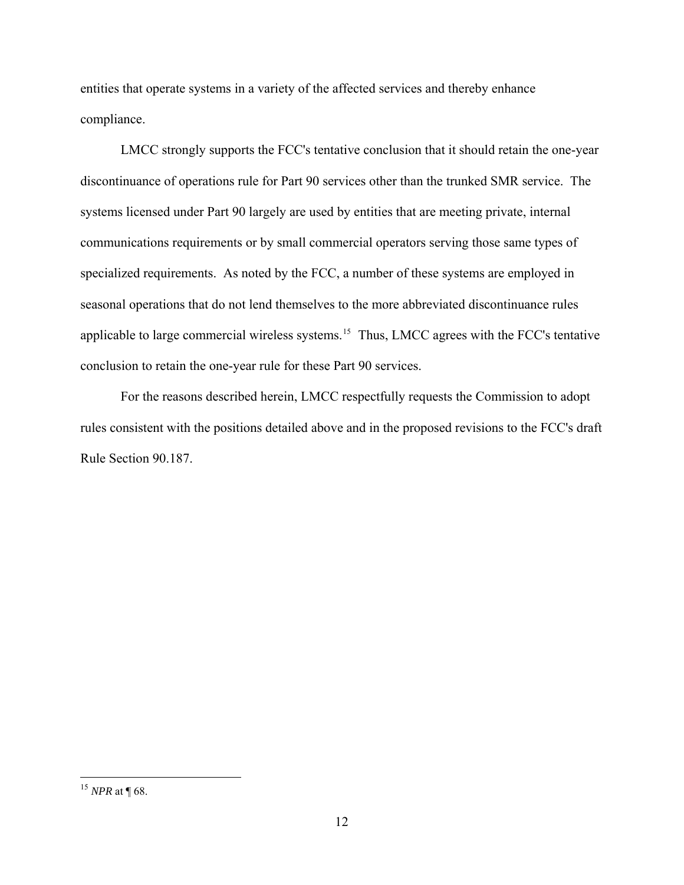entities that operate systems in a variety of the affected services and thereby enhance compliance.

LMCC strongly supports the FCC's tentative conclusion that it should retain the one-year discontinuance of operations rule for Part 90 services other than the trunked SMR service. The systems licensed under Part 90 largely are used by entities that are meeting private, internal communications requirements or by small commercial operators serving those same types of specialized requirements. As noted by the FCC, a number of these systems are employed in seasonal operations that do not lend themselves to the more abbreviated discontinuance rules applicable to large commercial wireless systems.[15] Thus, LMCC agrees with the FCC's tentative conclusion to retain the one-year rule for these Part 90 services.

For the reasons described herein, LMCC respectfully requests the Commission to adopt rules consistent with the positions detailed above and in the proposed revisions to the FCC's draft Rule Section 90.187.

---

[15] *NPR* at ¶ 68.